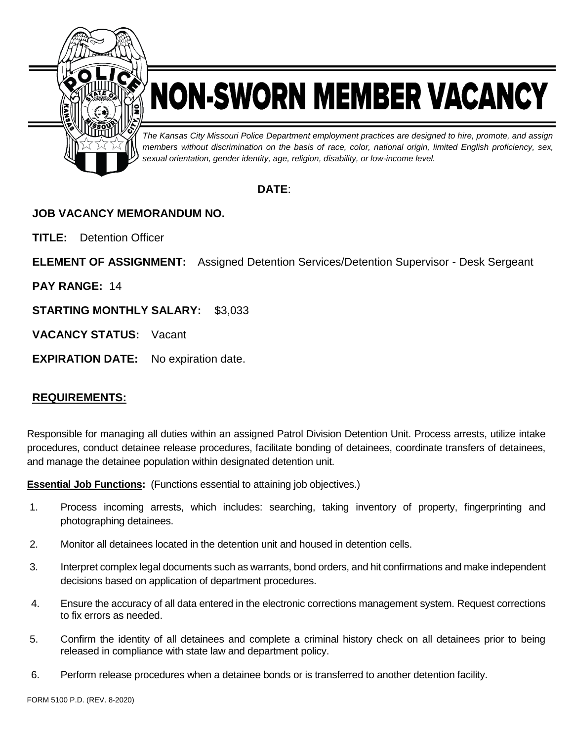# NON-SWORN MEMBER VACANCY

*The Kansas City Missouri Police Department employment practices are designed to hire, promote, and assign members without discrimination on the basis of race, color, national origin, limited English proficiency, sex, sexual orientation, gender identity, age, religion, disability, or low-income level.*

**DATE**:

**JOB VACANCY MEMORANDUM NO.**

**TITLE:** Detention Officer

**ELEMENT OF ASSIGNMENT:** Assigned Detention Services/Detention Supervisor - Desk Sergeant

**PAY RANGE:** 14

**STARTING MONTHLY SALARY:** $3,033

**VACANCY STATUS:** Vacant

**EXPIRATION DATE:** No expiration date.

## REQUIREMENTS:

Responsible for managing all duties within an assigned Patrol Division Detention Unit. Process arrests, utilize intake procedures, conduct detainee release procedures, facilitate bonding of detainees, coordinate transfers of detainees, and manage the detainee population within designated detention unit.

**Essential Job Functions:** (Functions essential to attaining job objectives.)

1. Process incoming arrests, which includes: searching, taking inventory of property, fingerprinting and photographing detainees.
2. Monitor all detainees located in the detention unit and housed in detention cells.
3. Interpret complex legal documents such as warrants, bond orders, and hit confirmations and make independent decisions based on application of department procedures.
4. Ensure the accuracy of all data entered in the electronic corrections management system. Request corrections to fix errors as needed.
5. Confirm the identity of all detainees and complete a criminal history check on all detainees prior to being released in compliance with state law and department policy.
6. Perform release procedures when a detainee bonds or is transferred to another detention facility.

FORM 5100 P.D. (REV. 8-2020)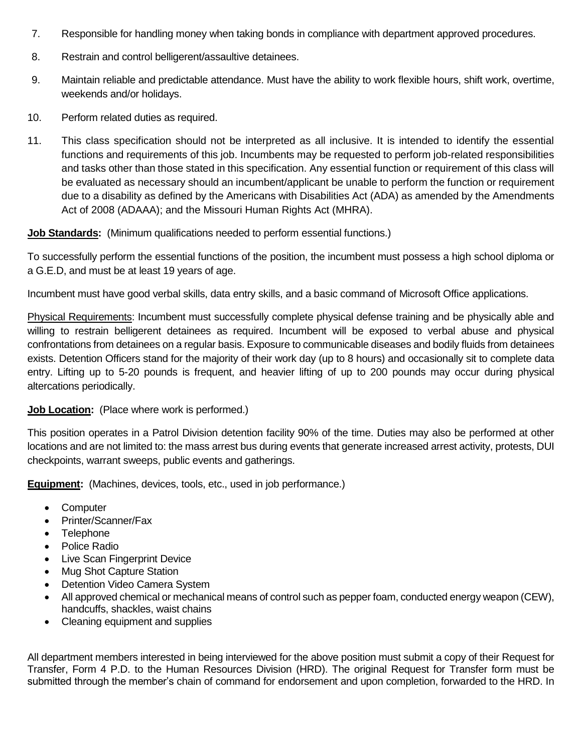7. Responsible for handling money when taking bonds in compliance with department approved procedures.

8. Restrain and control belligerent/assaultive detainees.

9. Maintain reliable and predictable attendance. Must have the ability to work flexible hours, shift work, overtime, weekends and/or holidays.

10. Perform related duties as required.

11. This class specification should not be interpreted as all inclusive. It is intended to identify the essential functions and requirements of this job. Incumbents may be requested to perform job-related responsibilities and tasks other than those stated in this specification. Any essential function or requirement of this class will be evaluated as necessary should an incumbent/applicant be unable to perform the function or requirement due to a disability as defined by the Americans with Disabilities Act (ADA) as amended by the Amendments Act of 2008 (ADAAA); and the Missouri Human Rights Act (MHRA).

**Job Standards:** (Minimum qualifications needed to perform essential functions.)

To successfully perform the essential functions of the position, the incumbent must possess a high school diploma or a G.E.D, and must be at least 19 years of age.

Incumbent must have good verbal skills, data entry skills, and a basic command of Microsoft Office applications.

Physical Requirements: Incumbent must successfully complete physical defense training and be physically able and willing to restrain belligerent detainees as required. Incumbent will be exposed to verbal abuse and physical confrontations from detainees on a regular basis. Exposure to communicable diseases and bodily fluids from detainees exists. Detention Officers stand for the majority of their work day (up to 8 hours) and occasionally sit to complete data entry. Lifting up to 5-20 pounds is frequent, and heavier lifting of up to 200 pounds may occur during physical altercations periodically.

**Job Location:** (Place where work is performed.)

This position operates in a Patrol Division detention facility 90% of the time. Duties may also be performed at other locations and are not limited to: the mass arrest bus during events that generate increased arrest activity, protests, DUI checkpoints, warrant sweeps, public events and gatherings.

**Equipment:** (Machines, devices, tools, etc., used in job performance.)

- Computer
- Printer/Scanner/Fax
- Telephone
- Police Radio
- Live Scan Fingerprint Device
- Mug Shot Capture Station
- Detention Video Camera System
- All approved chemical or mechanical means of control such as pepper foam, conducted energy weapon (CEW), handcuffs, shackles, waist chains
- Cleaning equipment and supplies

All department members interested in being interviewed for the above position must submit a copy of their Request for Transfer, Form 4 P.D. to the Human Resources Division (HRD). The original Request for Transfer form must be submitted through the member's chain of command for endorsement and upon completion, forwarded to the HRD. In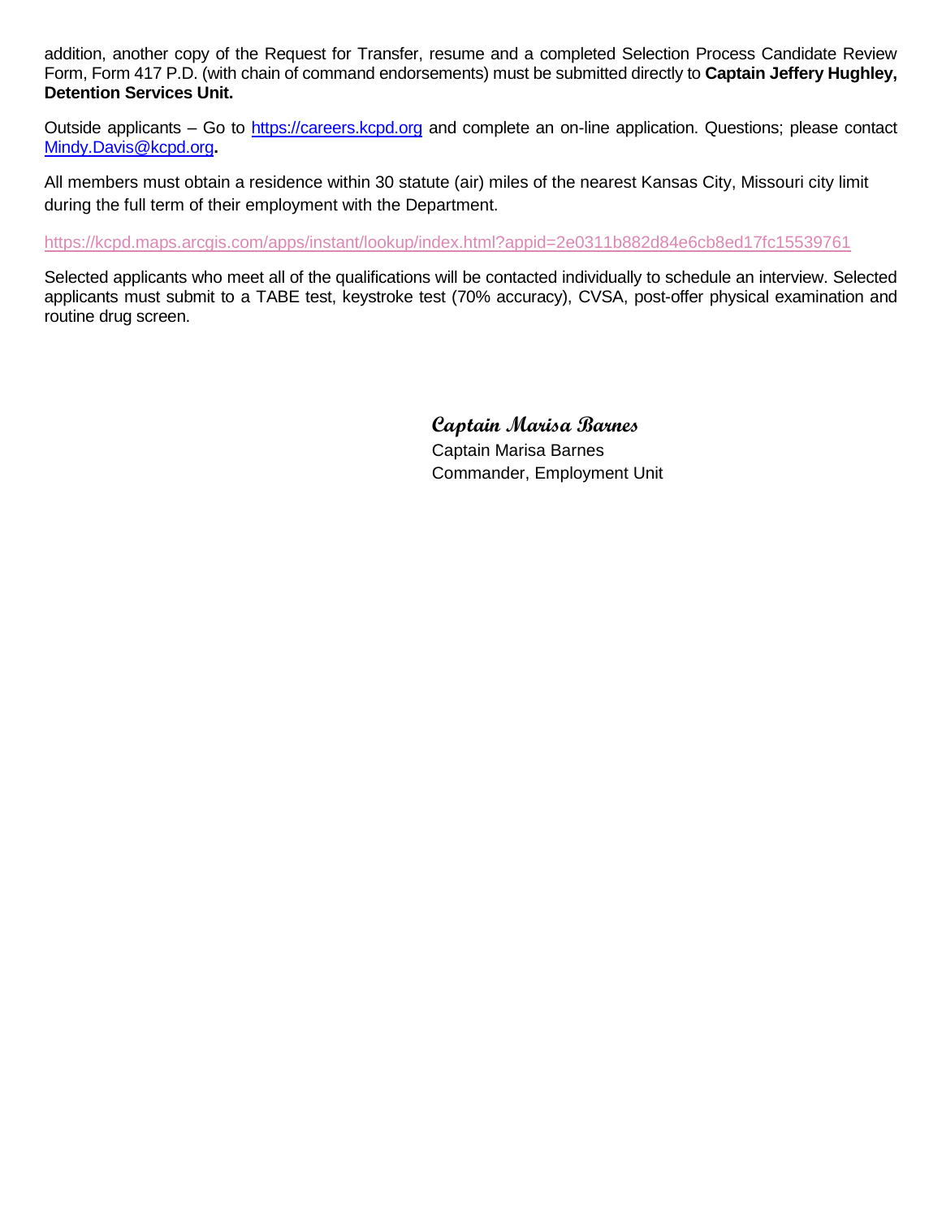addition, another copy of the Request for Transfer, resume and a completed Selection Process Candidate Review Form, Form 417 P.D. (with chain of command endorsements) must be submitted directly to **Captain Jeffery Hughley, Detention Services Unit.**

Outside applicants – Go to https://careers.kcpd.org and complete an on-line application. Questions; please contact Mindy.Davis@kcpd.org**.**

All members must obtain a residence within 30 statute (air) miles of the nearest Kansas City, Missouri city limit during the full term of their employment with the Department.

https://kcpd.maps.arcgis.com/apps/instant/lookup/index.html?appid=2e0311b882d84e6cb8ed17fc15539761

Selected applicants who meet all of the qualifications will be contacted individually to schedule an interview. Selected applicants must submit to a TABE test, keystroke test (70% accuracy), CVSA, post-offer physical examination and routine drug screen.

*Captain Marisa Barnes*

Captain Marisa Barnes
Commander, Employment Unit